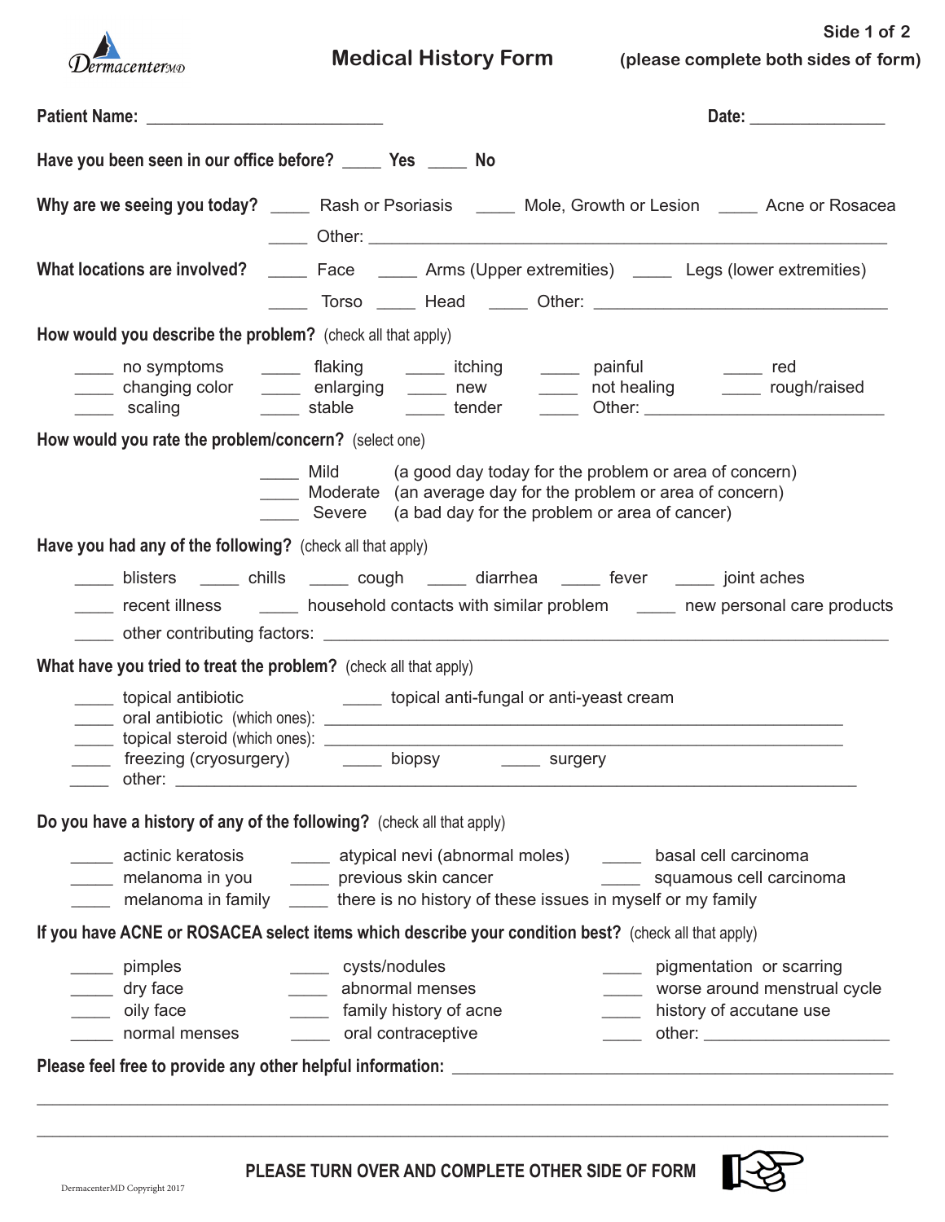DermacenterMD

# Medical History Form

Side 1 of 2
(please complete both sides of form)

**Patient Name:** ____________________________ **Date:** _______________

**Have you been seen in our office before?** ____ Yes ____ No

**Why are we seeing you today?** ____ Rash or Psoriasis ____ Mole, Growth or Lesion ____ Acne or Rosacea
____ Other: ____________________________________________________________

**What locations are involved?** ____ Face ____ Arms (Upper extremities) ____ Legs (lower extremities)
____ Torso ____ Head ____ Other: ____________________________________

**How would you describe the problem?** (check all that apply)

____ no symptoms ____ flaking ____ itching ____ painful ____ red
____ changing color ____ enlarging ____ new ____ not healing ____ rough/raised
____ scaling ____ stable ____ tender ____ Other: ___________________________

**How would you rate the problem/concern?** (select one)

____ Mild (a good day today for the problem or area of concern)
____ Moderate (an average day for the problem or area of concern)
____ Severe (a bad day for the problem or area of cancer)

**Have you had any of the following?** (check all that apply)

____ blisters ____ chills ____ cough ____ diarrhea ____ fever ____ joint aches
____ recent illness ____ household contacts with similar problem ____ new personal care products
____ other contributing factors: ________________________________________________________________

**What have you tried to treat the problem?** (check all that apply)

____ topical antibiotic ____ topical anti-fungal or anti-yeast cream
____ oral antibiotic (which ones): ____________________________________________________________
____ topical steroid (which ones): ____________________________________________________________
____ freezing (cryosurgery) ____ biopsy ____ surgery
____ other: __________________________________________________________________________

**Do you have a history of any of the following?** (check all that apply)

____ actinic keratosis ____ atypical nevi (abnormal moles) ____ basal cell carcinoma
____ melanoma in you ____ previous skin cancer ____ squamous cell carcinoma
____ melanoma in family ____ there is no history of these issues in myself or my family

**If you have ACNE or ROSACEA select items which describe your condition best?** (check all that apply)

____ pimples ____ cysts/nodules ____ pigmentation or scarring
____ dry face ____ abnormal menses ____ worse around menstrual cycle
____ oily face ____ family history of acne ____ history of accutane use
____ normal menses ____ oral contraceptive ____ other: ____________________

**Please feel free to provide any other helpful information:** ________________________________________________

______________________________________________________________________________________

______________________________________________________________________________________

**PLEASE TURN OVER AND COMPLETE OTHER SIDE OF FORM**

DermacenterMD Copyright 2017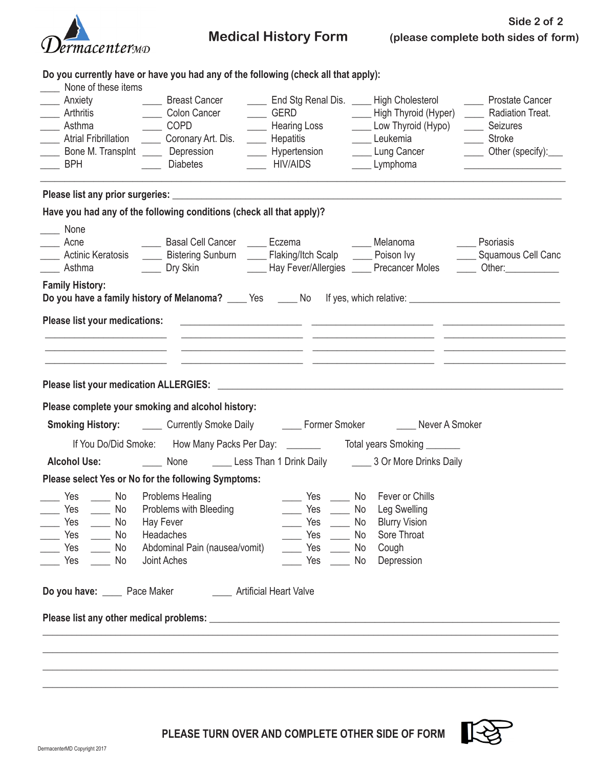# Medical History Form

DermacenterMD

Side 2 of 2 (please complete both sides of form)

**Do you currently have or have you had any of the following (check all that apply):**

____ None of these items

| | | | | |
|---|---|---|---|---|
| ____ Anxiety | ____ Breast Cancer | ____ End Stg Renal Dis. | ____ High Cholesterol | ____ Prostate Cancer |
| ____ Arthritis | ____ Colon Cancer | ____ GERD | ____ High Thyroid (Hyper) | ____ Radiation Treat. |
| ____ Asthma | ____ COPD | ____ Hearing Loss | ____ Low Thyroid (Hypo) | ____ Seizures |
| ____ Atrial Fibrillation | ____ Coronary Art. Dis. | ____ Hepatitis | ____ Leukemia | ____ Stroke |
| ____ Bone M. Transplnt | ____ Depression | ____ Hypertension | ____ Lung Cancer | ____ Other (specify):___ |
| ____ BPH | ____ Diabetes | ____ HIV/AIDS | ____ Lymphoma | ________________ |

**Please list any prior surgeries:** ________________________________________________

**Have you had any of the following conditions (check all that apply)?**

____ None

| | | | | |
|---|---|---|---|---|
| ____ Acne | ____ Basal Cell Cancer | ____ Eczema | ____ Melanoma | ____ Psoriasis |
| ____ Actinic Keratosis | ____ Bistering Sunburn | ____ Flaking/Itch Scalp | ____ Poison Ivy | ____ Squamous Cell Canc |
| ____ Asthma | ____ Dry Skin | ____ Hay Fever/Allergies | ____ Precancer Moles | ____ Other:__________ |

**Family History:**

**Do you have a family history of Melanoma?** ____ Yes ____ No If yes, which relative: ____________________________

**Please list your medications:** ______________________ ______________________ ______________________

______________________ ______________________ ______________________ ______________________

______________________ ______________________ ______________________ ______________________

______________________ ______________________ ______________________ ______________________

**Please list your medication ALLERGIES:** ________________________________________________

**Please complete your smoking and alcohol history:**

**Smoking History:** ____ Currently Smoke Daily ____ Former Smoker ____ Never A Smoker

If You Do/Did Smoke: How Many Packs Per Day: _______ Total years Smoking _______

**Alcohol Use:** ____ None ____ Less Than 1 Drink Daily ____ 3 Or More Drinks Daily

**Please select Yes or No for the following Symptoms:**

| | | | | | |
|---|---|---|---|---|---|
| ____ Yes | ____ No | Problems Healing | ____ Yes | ____ No | Fever or Chills |
| ____ Yes | ____ No | Problems with Bleeding | ____ Yes | ____ No | Leg Swelling |
| ____ Yes | ____ No | Hay Fever | ____ Yes | ____ No | Blurry Vision |
| ____ Yes | ____ No | Headaches | ____ Yes | ____ No | Sore Throat |
| ____ Yes | ____ No | Abdominal Pain (nausea/vomit) | ____ Yes | ____ No | Cough |
| ____ Yes | ____ No | Joint Aches | ____ Yes | ____ No | Depression |

**Do you have:** ____ Pace Maker ____ Artificial Heart Valve

**Please list any other medical problems:** ________________________________________________

________________________________________________________________________

________________________________________________________________________

________________________________________________________________________

________________________________________________________________________

**PLEASE TURN OVER AND COMPLETE OTHER SIDE OF FORM**

DermacenterMD Copyright 2017